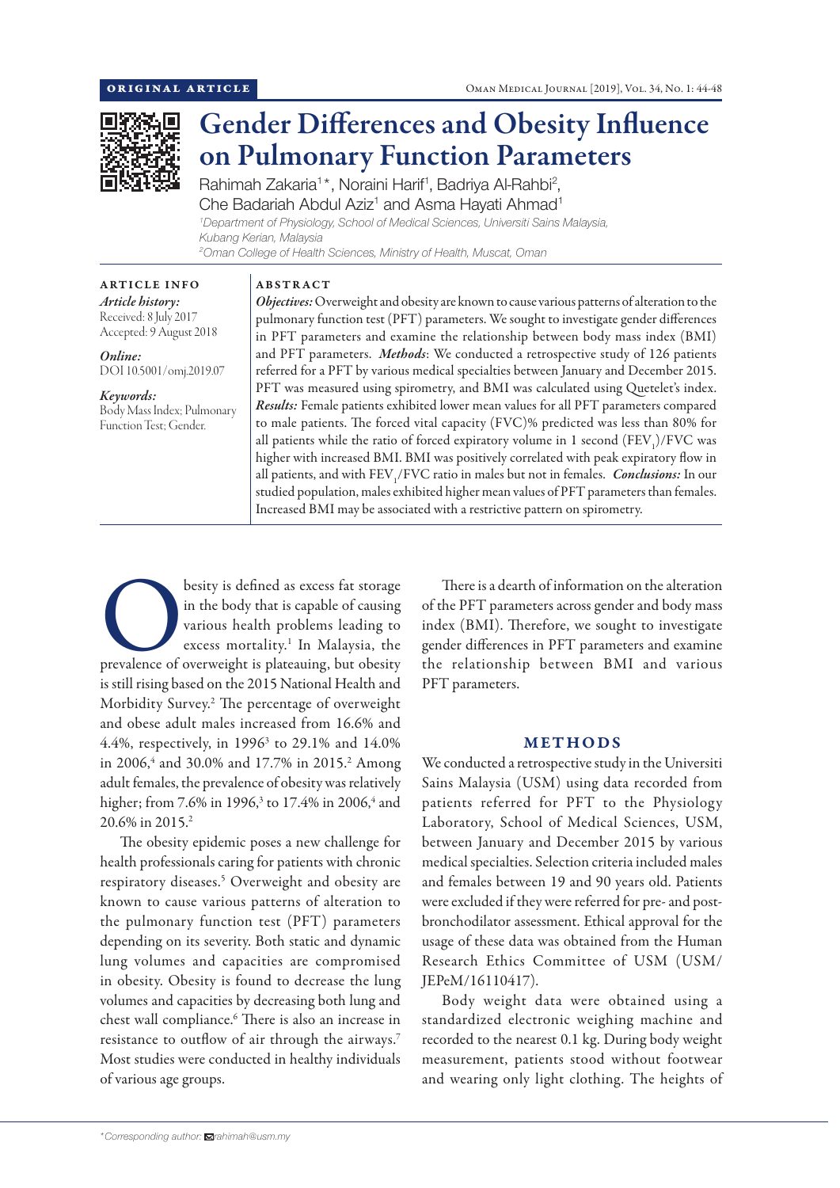ORIGINAL ARTICLE

# Gender Differences and Obesity Influence on Pulmonary Function Parameters

Rahimah Zakaria[1]*, Noraini Harif[1], Badriya Al-Rahbi[2], Che Badariah Abdul Aziz[1] and Asma Hayati Ahmad[1]

[1]Department of Physiology, School of Medical Sciences, Universiti Sains Malaysia, Kubang Kerian, Malaysia

[2]Oman College of Health Sciences, Ministry of Health, Muscat, Oman

**ARTICLE INFO**

*Article history:*
Received: 8 July 2017
Accepted: 9 August 2018

*Online:*
DOI 10.5001/omj.2019.07

*Keywords:*
Body Mass Index; Pulmonary Function Test; Gender.

**ABSTRACT**

***Objectives:*** Overweight and obesity are known to cause various patterns of alteration to the pulmonary function test (PFT) parameters. We sought to investigate gender differences in PFT parameters and examine the relationship between body mass index (BMI) and PFT parameters. ***Methods***: We conducted a retrospective study of 126 patients referred for a PFT by various medical specialties between January and December 2015. PFT was measured using spirometry, and BMI was calculated using Quetelet's index. ***Results:*** Female patients exhibited lower mean values for all PFT parameters compared to male patients. The forced vital capacity (FVC)% predicted was less than 80% for all patients while the ratio of forced expiratory volume in 1 second ($FEV_1$)/FVC was higher with increased BMI. BMI was positively correlated with peak expiratory flow in all patients, and with $FEV_1$/FVC ratio in males but not in females. ***Conclusions:*** In our studied population, males exhibited higher mean values of PFT parameters than females. Increased BMI may be associated with a restrictive pattern on spirometry.

Obesity is defined as excess fat storage in the body that is capable of causing various health problems leading to excess mortality.[1] In Malaysia, the prevalence of overweight is plateauing, but obesity is still rising based on the 2015 National Health and Morbidity Survey.[2] The percentage of overweight and obese adult males increased from 16.6% and 4.4%, respectively, in 1996[3] to 29.1% and 14.0% in 2006,[4] and 30.0% and 17.7% in 2015.[2] Among adult females, the prevalence of obesity was relatively higher; from 7.6% in 1996,[3] to 17.4% in 2006,[4] and 20.6% in 2015.[2]

The obesity epidemic poses a new challenge for health professionals caring for patients with chronic respiratory diseases.[5] Overweight and obesity are known to cause various patterns of alteration to the pulmonary function test (PFT) parameters depending on its severity. Both static and dynamic lung volumes and capacities are compromised in obesity. Obesity is found to decrease the lung volumes and capacities by decreasing both lung and chest wall compliance.[6] There is also an increase in resistance to outflow of air through the airways.[7] Most studies were conducted in healthy individuals of various age groups.

There is a dearth of information on the alteration of the PFT parameters across gender and body mass index (BMI). Therefore, we sought to investigate gender differences in PFT parameters and examine the relationship between BMI and various PFT parameters.

## METHODS

We conducted a retrospective study in the Universiti Sains Malaysia (USM) using data recorded from patients referred for PFT to the Physiology Laboratory, School of Medical Sciences, USM, between January and December 2015 by various medical specialties. Selection criteria included males and females between 19 and 90 years old. Patients were excluded if they were referred for pre- and post-bronchodilator assessment. Ethical approval for the usage of these data was obtained from the Human Research Ethics Committee of USM (USM/JEPeM/16110417).

Body weight data were obtained using a standardized electronic weighing machine and recorded to the nearest 0.1 kg. During body weight measurement, patients stood without footwear and wearing only light clothing. The heights of

*Corresponding author: rahimah@usm.my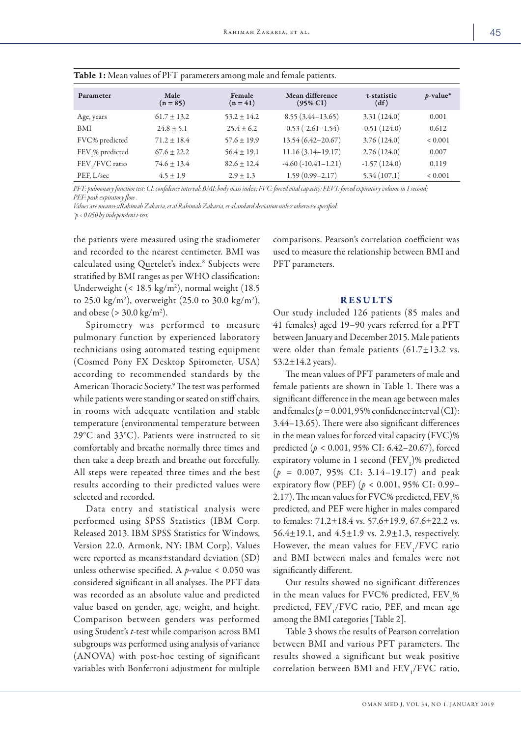**Table 1:** Mean values of PFT parameters among male and female patients.

| Parameter | Male (n = 85) | Female (n = 41) | Mean difference (95% CI) | t-statistic (df) | $p$-value* |
|---|---|---|---|---|---|
| Age, years | 61.7 ± 13.2 | 53.2 ± 14.2 | 8.55 (3.44–13.65) | 3.31 (124.0) | 0.001 |
| BMI | 24.8 ± 5.1 | 25.4 ± 6.2 | -0.53 (-2.61–1.54) | -0.51 (124.0) | 0.612 |
| FVC% predicted | 71.2 ± 18.4 | 57.6 ± 19.9 | 13.54 (6.42–20.67) | 3.76 (124.0) | < 0.001 |
| $FEV_1$% predicted | 67.6 ± 22.2 | 56.4 ± 19.1 | 11.16 (3.14–19.17) | 2.76 (124.0) | 0.007 |
| $FEV_1$/FVC ratio | 74.6 ± 13.4 | 82.6 ± 12.4 | -4.60 (-10.41–1.21) | -1.57 (124.0) | 0.119 |
| PEF, L/sec | 4.5 ± 1.9 | 2.9 ± 1.3 | 1.59 (0.99–2.17) | 5.34 (107.1) | < 0.001 |

*PFT: pulmonary function test; CI: confidence interval; BMI: body mass index; FVC: forced vital capacity; FEV1: forced expiratory volume in 1 second; PEF: peak expiratory flow .*
*Values are means±stRahimah Zakaria, et al.Rahimah Zakaria, et al.andard deviation unless otherwise specified.*
*$^*p < 0.050$ by independent t-test.*

the patients were measured using the stadiometer and recorded to the nearest centimeter. BMI was calculated using Quetelet's index.[8] Subjects were stratified by BMI ranges as per WHO classification: Underweight (< 18.5 kg/m$^2$), normal weight (18.5 to 25.0 kg/m$^2$), overweight (25.0 to 30.0 kg/m$^2$), and obese (> 30.0 kg/m$^2$).

Spirometry was performed to measure pulmonary function by experienced laboratory technicians using automated testing equipment (Cosmed Pony FX Desktop Spirometer, USA) according to recommended standards by the American Thoracic Society.[9] The test was performed while patients were standing or seated on stiff chairs, in rooms with adequate ventilation and stable temperature (environmental temperature between 29°C and 33°C). Patients were instructed to sit comfortably and breathe normally three times and then take a deep breath and breathe out forcefully. All steps were repeated three times and the best results according to their predicted values were selected and recorded.

Data entry and statistical analysis were performed using SPSS Statistics (IBM Corp. Released 2013. IBM SPSS Statistics for Windows, Version 22.0. Armonk, NY: IBM Corp). Values were reported as means±standard deviation (SD) unless otherwise specified. A $p$-value < 0.050 was considered significant in all analyses. The PFT data was recorded as an absolute value and predicted value based on gender, age, weight, and height. Comparison between genders was performed using Student's *t*-test while comparison across BMI subgroups was performed using analysis of variance (ANOVA) with post-hoc testing of significant variables with Bonferroni adjustment for multiple comparisons. Pearson's correlation coefficient was used to measure the relationship between BMI and PFT parameters.

## RESULTS

Our study included 126 patients (85 males and 41 females) aged 19–90 years referred for a PFT between January and December 2015. Male patients were older than female patients (61.7±13.2 vs. 53.2±14.2 years).

The mean values of PFT parameters of male and female patients are shown in Table 1. There was a significant difference in the mean age between males and females ($p = 0.001$, 95% confidence interval (CI): 3.44–13.65). There were also significant differences in the mean values for forced vital capacity (FVC)% predicted ($p < 0.001$, 95% CI: 6.42–20.67), forced expiratory volume in 1 second ($FEV_1$)% predicted ($p = 0.007$, 95% CI: 3.14–19.17) and peak expiratory flow (PEF) ($p < 0.001$, 95% CI: 0.99–2.17). The mean values for FVC% predicted, $FEV_1$% predicted, and PEF were higher in males compared to females: 71.2±18.4 vs. 57.6±19.9, 67.6±22.2 vs. 56.4±19.1, and 4.5±1.9 vs. 2.9±1.3, respectively. However, the mean values for $FEV_1$/FVC ratio and BMI between males and females were not significantly different.

Our results showed no significant differences in the mean values for FVC% predicted, $FEV_1$% predicted, $FEV_1$/FVC ratio, PEF, and mean age among the BMI categories [Table 2].

Table 3 shows the results of Pearson correlation between BMI and various PFT parameters. The results showed a significant but weak positive correlation between BMI and $FEV_1$/FVC ratio,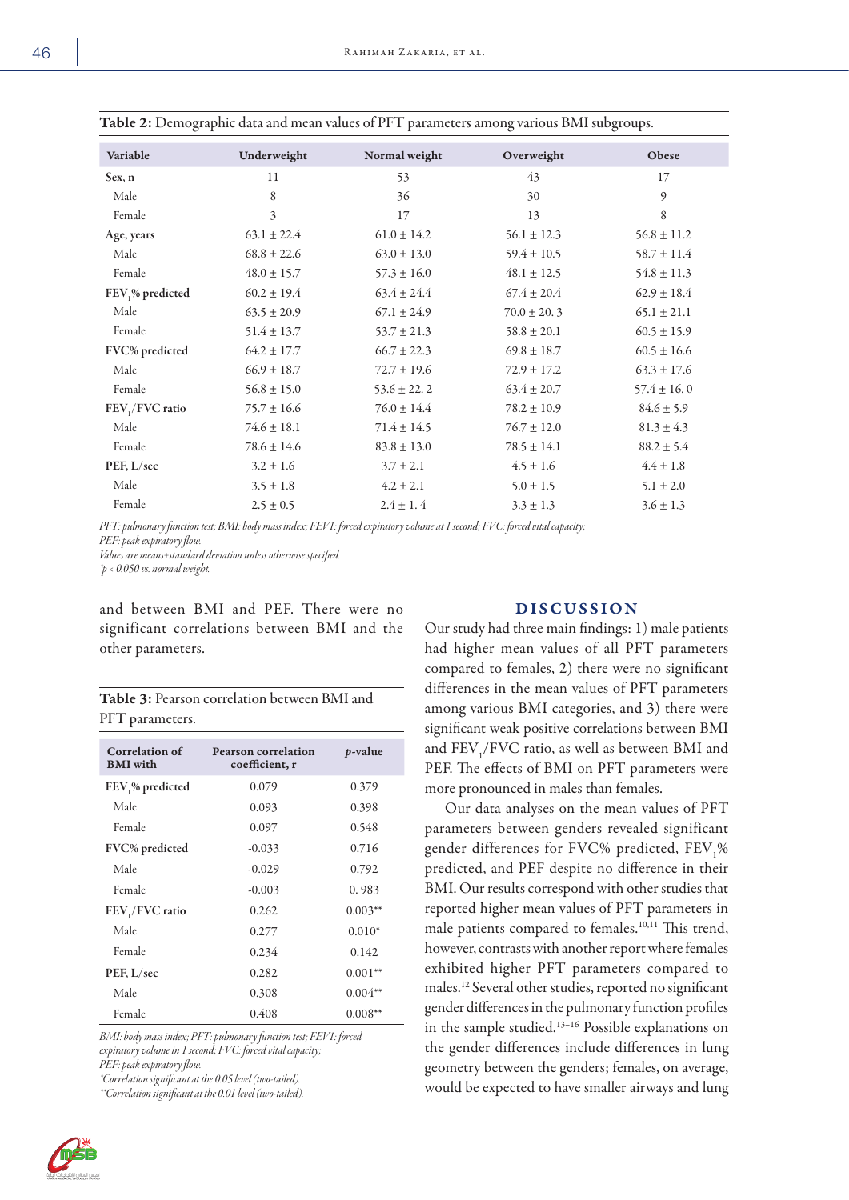**Table 2:** Demographic data and mean values of PFT parameters among various BMI subgroups.

| Variable | Underweight | Normal weight | Overweight | Obese |
|---|---|---|---|---|
| **Sex, n** | 11 | 53 | 43 | 17 |
| Male | 8 | 36 | 30 | 9 |
| Female | 3 | 17 | 13 | 8 |
| **Age, years** | 63.1 ± 22.4 | 61.0 ± 14.2 | 56.1 ± 12.3 | 56.8 ± 11.2 |
| Male | 68.8 ± 22.6 | 63.0 ± 13.0 | 59.4 ± 10.5 | 58.7 ± 11.4 |
| Female | 48.0 ± 15.7 | 57.3 ± 16.0 | 48.1 ± 12.5 | 54.8 ± 11.3 |
| **$FEV_1$% predicted** | 60.2 ± 19.4 | 63.4 ± 24.4 | 67.4 ± 20.4 | 62.9 ± 18.4 |
| Male | 63.5 ± 20.9 | 67.1 ± 24.9 | 70.0 ± 20. 3 | 65.1 ± 21.1 |
| Female | 51.4 ± 13.7 | 53.7 ± 21.3 | 58.8 ± 20.1 | 60.5 ± 15.9 |
| **FVC% predicted** | 64.2 ± 17.7 | 66.7 ± 22.3 | 69.8 ± 18.7 | 60.5 ± 16.6 |
| Male | 66.9 ± 18.7 | 72.7 ± 19.6 | 72.9 ± 17.2 | 63.3 ± 17.6 |
| Female | 56.8 ± 15.0 | 53.6 ± 22. 2 | 63.4 ± 20.7 | 57.4 ± 16. 0 |
| **$FEV_1$/FVC ratio** | 75.7 ± 16.6 | 76.0 ± 14.4 | 78.2 ± 10.9 | 84.6 ± 5.9 |
| Male | 74.6 ± 18.1 | 71.4 ± 14.5 | 76.7 ± 12.0 | 81.3 ± 4.3 |
| Female | 78.6 ± 14.6 | 83.8 ± 13.0 | 78.5 ± 14.1 | 88.2 ± 5.4 |
| **PEF, L/sec** | 3.2 ± 1.6 | 3.7 ± 2.1 | 4.5 ± 1.6 | 4.4 ± 1.8 |
| Male | 3.5 ± 1.8 | 4.2 ± 2.1 | 5.0 ± 1.5 | 5.1 ± 2.0 |
| Female | 2.5 ± 0.5 | 2.4 ± 1. 4 | 3.3 ± 1.3 | 3.6 ± 1.3 |

*PFT: pulmonary function test; BMI: body mass index; FEV1: forced expiratory volume at 1 second; FVC: forced vital capacity; PEF: peak expiratory flow.*
*Values are means±standard deviation unless otherwise specified.*
*\*p < 0.050 vs. normal weight.*

and between BMI and PEF. There were no significant correlations between BMI and the other parameters.

**Table 3:** Pearson correlation between BMI and PFT parameters.

| Correlation of BMI with | Pearson correlation coefficient, r | *p*-value |
|---|---|---|
| **$FEV_1$% predicted** | 0.079 | 0.379 |
| Male | 0.093 | 0.398 |
| Female | 0.097 | 0.548 |
| **FVC% predicted** | -0.033 | 0.716 |
| Male | -0.029 | 0.792 |
| Female | -0.003 | 0. 983 |
| **$FEV_1$/FVC ratio** | 0.262 | 0.003** |
| Male | 0.277 | 0.010* |
| Female | 0.234 | 0.142 |
| **PEF, L/sec** | 0.282 | 0.001** |
| Male | 0.308 | 0.004** |
| Female | 0.408 | 0.008** |

*BMI: body mass index; PFT: pulmonary function test; FEV1: forced expiratory volume in 1 second; FVC: forced vital capacity; PEF: peak expiratory flow.*
*\*Correlation significant at the 0.05 level (two-tailed).*
*\*\*Correlation significant at the 0.01 level (two-tailed).*

## DISCUSSION

Our study had three main findings: 1) male patients had higher mean values of all PFT parameters compared to females, 2) there were no significant differences in the mean values of PFT parameters among various BMI categories, and 3) there were significant weak positive correlations between BMI and $FEV_1$/FVC ratio, as well as between BMI and PEF. The effects of BMI on PFT parameters were more pronounced in males than females.

Our data analyses on the mean values of PFT parameters between genders revealed significant gender differences for FVC% predicted, $FEV_1$% predicted, and PEF despite no difference in their BMI. Our results correspond with other studies that reported higher mean values of PFT parameters in male patients compared to females.[10,11] This trend, however, contrasts with another report where females exhibited higher PFT parameters compared to males.[12] Several other studies, reported no significant gender differences in the pulmonary function profiles in the sample studied.[13–16] Possible explanations on the gender differences include differences in lung geometry between the genders; females, on average, would be expected to have smaller airways and lung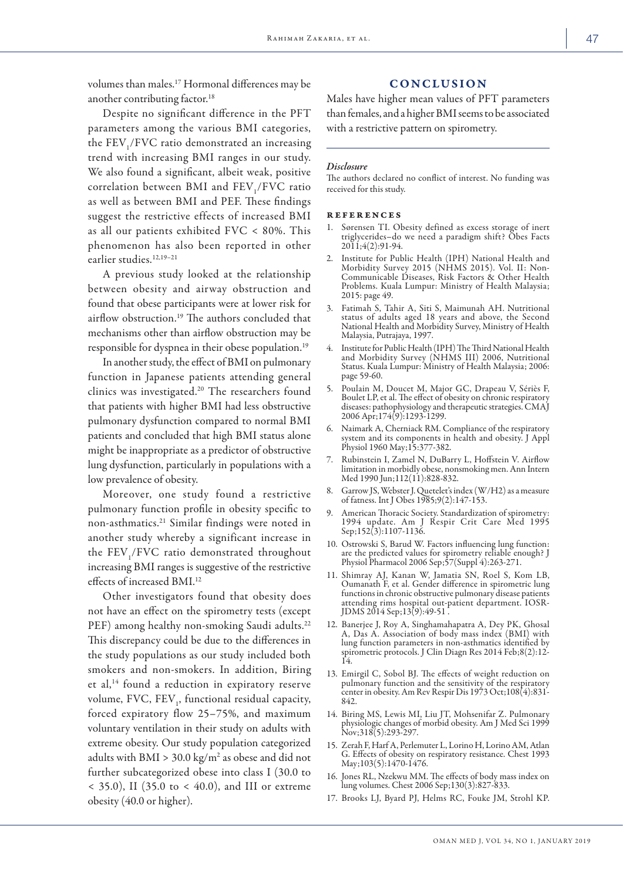volumes than males.[17] Hormonal differences may be another contributing factor.[18]

Despite no significant difference in the PFT parameters among the various BMI categories, the $FEV_1/FVC$ ratio demonstrated an increasing trend with increasing BMI ranges in our study. We also found a significant, albeit weak, positive correlation between BMI and $FEV_1/FVC$ ratio as well as between BMI and PEF. These findings suggest the restrictive effects of increased BMI as all our patients exhibited FVC < 80%. This phenomenon has also been reported in other earlier studies.[12,19–21]

A previous study looked at the relationship between obesity and airway obstruction and found that obese participants were at lower risk for airflow obstruction.[19] The authors concluded that mechanisms other than airflow obstruction may be responsible for dyspnea in their obese population.[19]

In another study, the effect of BMI on pulmonary function in Japanese patients attending general clinics was investigated.[20] The researchers found that patients with higher BMI had less obstructive pulmonary dysfunction compared to normal BMI patients and concluded that high BMI status alone might be inappropriate as a predictor of obstructive lung dysfunction, particularly in populations with a low prevalence of obesity.

Moreover, one study found a restrictive pulmonary function profile in obesity specific to non-asthmatics.[21] Similar findings were noted in another study whereby a significant increase in the $FEV_1/FVC$ ratio demonstrated throughout increasing BMI ranges is suggestive of the restrictive effects of increased BMI.[12]

Other investigators found that obesity does not have an effect on the spirometry tests (except PEF) among healthy non-smoking Saudi adults.[22] This discrepancy could be due to the differences in the study populations as our study included both smokers and non-smokers. In addition, Biring et al,[14] found a reduction in expiratory reserve volume, FVC, $FEV_1$, functional residual capacity, forced expiratory flow 25–75%, and maximum voluntary ventilation in their study on adults with extreme obesity. Our study population categorized adults with BMI > 30.0 kg/m$^2$ as obese and did not further subcategorized obese into class I (30.0 to < 35.0), II (35.0 to < 40.0), and III or extreme obesity (40.0 or higher).

## CONCLUSION

Males have higher mean values of PFT parameters than females, and a higher BMI seems to be associated with a restrictive pattern on spirometry.

### *Disclosure*

The authors declared no conflict of interest. No funding was received for this study.

### REFERENCES

1. Sørensen TI. Obesity defined as excess storage of inert triglycerides–do we need a paradigm shift? Obes Facts 2011;4(2):91-94.
2. Institute for Public Health (IPH) National Health and Morbidity Survey 2015 (NHMS 2015). Vol. II: Non-Communicable Diseases, Risk Factors & Other Health Problems. Kuala Lumpur: Ministry of Health Malaysia; 2015: page 49.
3. Fatimah S, Tahir A, Siti S, Maimunah AH. Nutritional status of adults aged 18 years and above, the Second National Health and Morbidity Survey, Ministry of Health Malaysia, Putrajaya, 1997.
4. Institute for Public Health (IPH) The Third National Health and Morbidity Survey (NHMS III) 2006, Nutritional Status. Kuala Lumpur: Ministry of Health Malaysia; 2006: page 59-60.
5. Poulain M, Doucet M, Major GC, Drapeau V, Sériès F, Boulet LP, et al. The effect of obesity on chronic respiratory diseases: pathophysiology and therapeutic strategies. CMAJ 2006 Apr;174(9):1293-1299.
6. Naimark A, Cherniack RM. Compliance of the respiratory system and its components in health and obesity. J Appl Physiol 1960 May;15:377-382.
7. Rubinstein I, Zamel N, DuBarry L, Hoffstein V. Airflow limitation in morbidly obese, nonsmoking men. Ann Intern Med 1990 Jun;112(11):828-832.
8. Garrow JS, Webster J. Quetelet's index (W/H2) as a measure of fatness. Int J Obes 1985;9(2):147-153.
9. American Thoracic Society. Standardization of spirometry: 1994 update. Am J Respir Crit Care Med 1995 Sep;152(3):1107-1136.
10. Ostrowski S, Barud W. Factors influencing lung function: are the predicted values for spirometry reliable enough? J Physiol Pharmacol 2006 Sep;57(Suppl 4):263-271.
11. Shimray AJ, Kanan W, Jamatia SN, Roel S, Kom LB, Oumanath F, et al. Gender difference in spirometric lung functions in chronic obstructive pulmonary disease patients attending rims hospital out-patient department. IOSR-JDMS 2014 Sep;13(9):49-51 .
12. Banerjee J, Roy A, Singhamahapatra A, Dey PK, Ghosal A, Das A. Association of body mass index (BMI) with lung function parameters in non-asthmatics identified by spirometric protocols. J Clin Diagn Res 2014 Feb;8(2):12-14.
13. Emirgil C, Sobol BJ. The effects of weight reduction on pulmonary function and the sensitivity of the respiratory center in obesity. Am Rev Respir Dis 1973 Oct;108(4):831-842.
14. Biring MS, Lewis MI, Liu JT, Mohsenifar Z. Pulmonary physiologic changes of morbid obesity. Am J Med Sci 1999 Nov;318(5):293-297.
15. Zerah F, Harf A, Perlemuter L, Lorino H, Lorino AM, Atlan G. Effects of obesity on respiratory resistance. Chest 1993 May;103(5):1470-1476.
16. Jones RL, Nzekwu MM. The effects of body mass index on lung volumes. Chest 2006 Sep;130(3):827-833.
17. Brooks LJ, Byard PJ, Helms RC, Fouke JM, Strohl KP.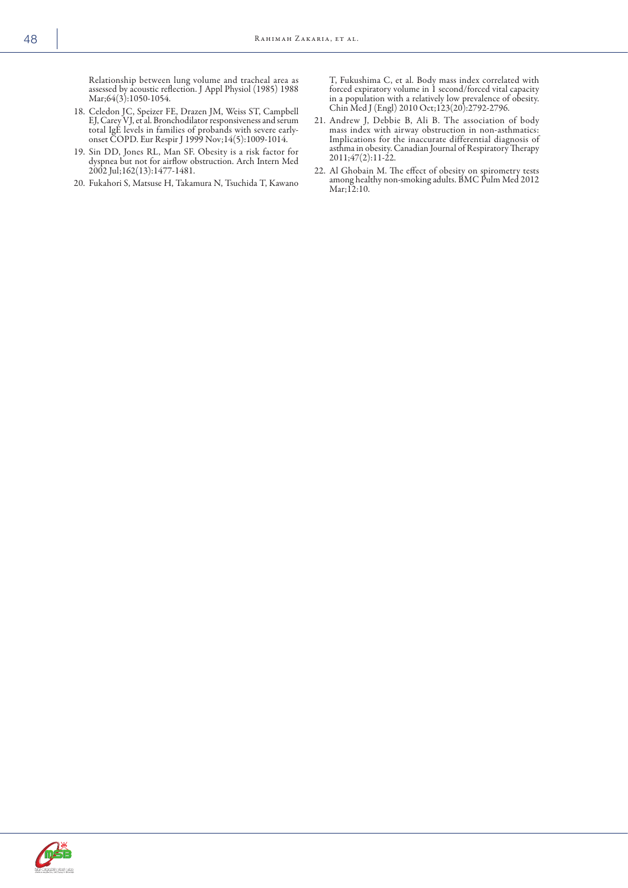Relationship between lung volume and tracheal area as assessed by acoustic reflection. J Appl Physiol (1985) 1988 Mar;64(3):1050-1054.

18. Celedon JC, Speizer FE, Drazen JM, Weiss ST, Campbell EJ, Carey VJ, et al. Bronchodilator responsiveness and serum total IgE levels in families of probands with severe early-onset COPD. Eur Respir J 1999 Nov;14(5):1009-1014.
19. Sin DD, Jones RL, Man SF. Obesity is a risk factor for dyspnea but not for airflow obstruction. Arch Intern Med 2002 Jul;162(13):1477-1481.
20. Fukahori S, Matsuse H, Takamura N, Tsuchida T, Kawano T, Fukushima C, et al. Body mass index correlated with forced expiratory volume in 1 second/forced vital capacity in a population with a relatively low prevalence of obesity. Chin Med J (Engl) 2010 Oct;123(20):2792-2796.
21. Andrew J, Debbie B, Ali B. The association of body mass index with airway obstruction in non-asthmatics: Implications for the inaccurate differential diagnosis of asthma in obesity. Canadian Journal of Respiratory Therapy 2011;47(2):11-22.
22. Al Ghobain M. The effect of obesity on spirometry tests among healthy non-smoking adults. BMC Pulm Med 2012 Mar;12:10.